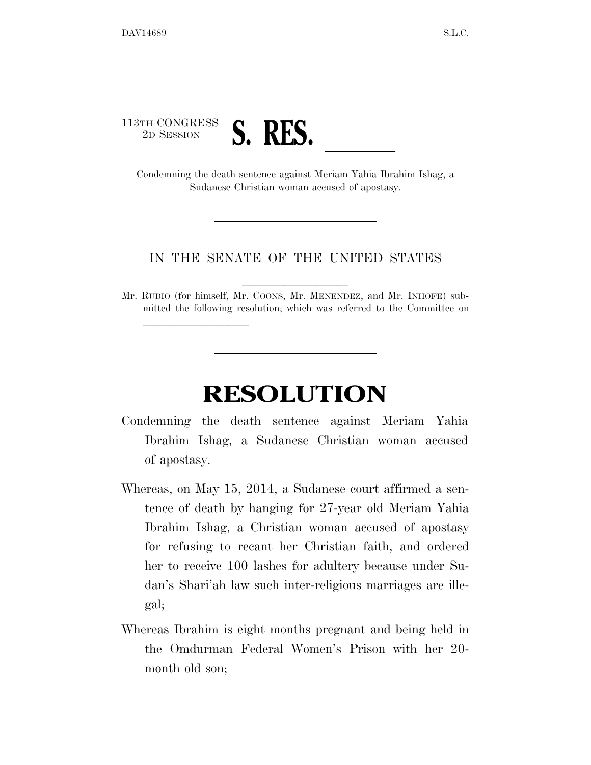113TH CONGRESS
2D SESSION

# S. RES. ______

Condemning the death sentence against Meriam Yahia Ibrahim Ishag, a Sudanese Christian woman accused of apostasy.

IN THE SENATE OF THE UNITED STATES

Mr. RUBIO (for himself, Mr. COONS, Mr. MENENDEZ, and Mr. INHOFE) submitted the following resolution; which was referred to the Committee on ______________

# RESOLUTION

Condemning the death sentence against Meriam Yahia Ibrahim Ishag, a Sudanese Christian woman accused of apostasy.

Whereas, on May 15, 2014, a Sudanese court affirmed a sentence of death by hanging for 27-year old Meriam Yahia Ibrahim Ishag, a Christian woman accused of apostasy for refusing to recant her Christian faith, and ordered her to receive 100 lashes for adultery because under Sudan's Shari'ah law such inter-religious marriages are illegal;

Whereas Ibrahim is eight months pregnant and being held in the Omdurman Federal Women's Prison with her 20-month old son;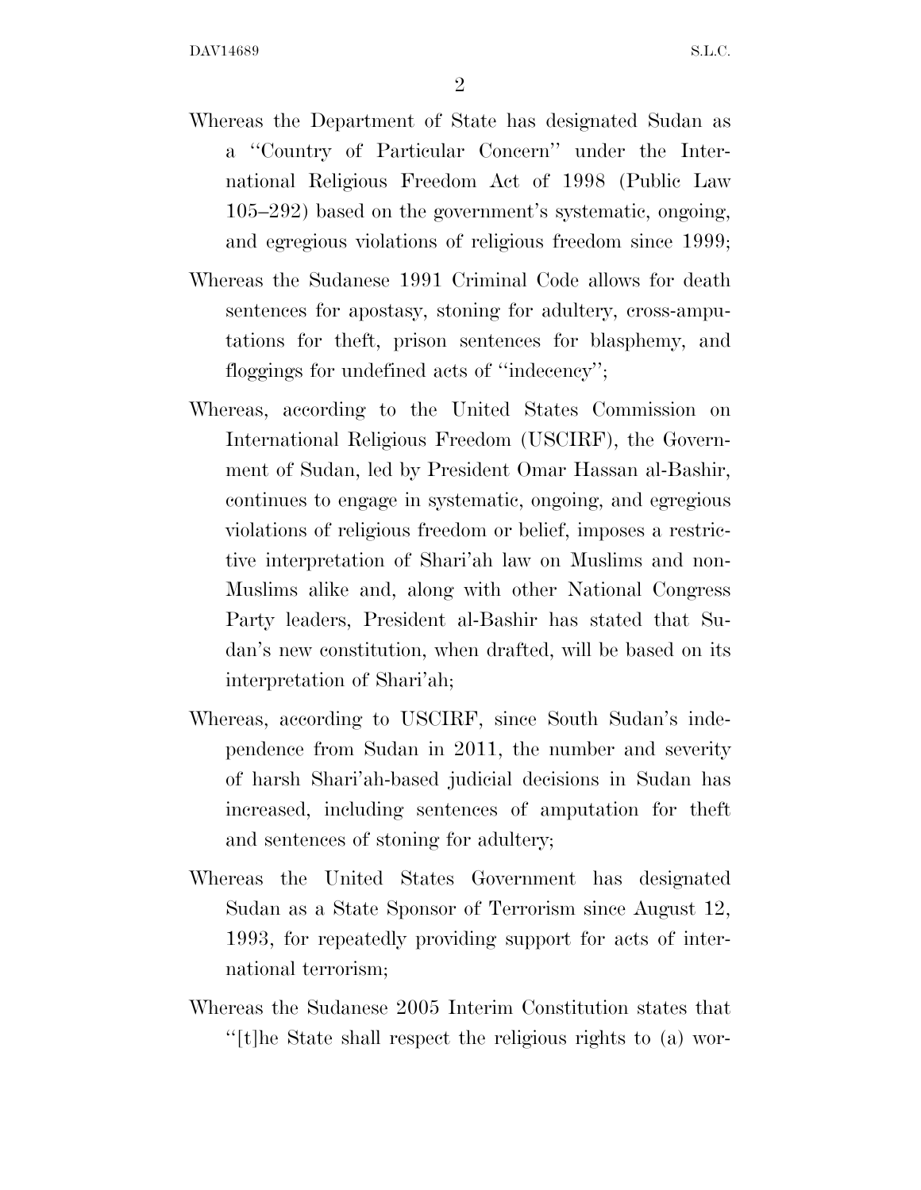Whereas the Department of State has designated Sudan as a ''Country of Particular Concern'' under the International Religious Freedom Act of 1998 (Public Law 105–292) based on the government's systematic, ongoing, and egregious violations of religious freedom since 1999;

Whereas the Sudanese 1991 Criminal Code allows for death sentences for apostasy, stoning for adultery, cross-amputations for theft, prison sentences for blasphemy, and floggings for undefined acts of ''indecency'';

Whereas, according to the United States Commission on International Religious Freedom (USCIRF), the Government of Sudan, led by President Omar Hassan al-Bashir, continues to engage in systematic, ongoing, and egregious violations of religious freedom or belief, imposes a restrictive interpretation of Shari'ah law on Muslims and non-Muslims alike and, along with other National Congress Party leaders, President al-Bashir has stated that Sudan's new constitution, when drafted, will be based on its interpretation of Shari'ah;

Whereas, according to USCIRF, since South Sudan's independence from Sudan in 2011, the number and severity of harsh Shari'ah-based judicial decisions in Sudan has increased, including sentences of amputation for theft and sentences of stoning for adultery;

Whereas the United States Government has designated Sudan as a State Sponsor of Terrorism since August 12, 1993, for repeatedly providing support for acts of international terrorism;

Whereas the Sudanese 2005 Interim Constitution states that ''[t]he State shall respect the religious rights to (a) wor-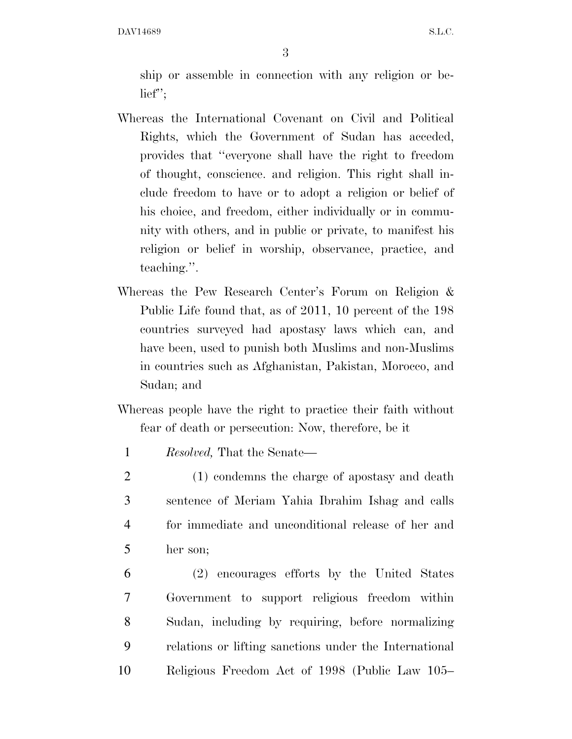ship or assemble in connection with any religion or belief'';

Whereas the International Covenant on Civil and Political Rights, which the Government of Sudan has acceded, provides that ''everyone shall have the right to freedom of thought, conscience. and religion. This right shall include freedom to have or to adopt a religion or belief of his choice, and freedom, either individually or in community with others, and in public or private, to manifest his religion or belief in worship, observance, practice, and teaching.''.

Whereas the Pew Research Center's Forum on Religion & Public Life found that, as of 2011, 10 percent of the 198 countries surveyed had apostasy laws which can, and have been, used to punish both Muslims and non-Muslims in countries such as Afghanistan, Pakistan, Morocco, and Sudan; and

Whereas people have the right to practice their faith without fear of death or persecution: Now, therefore, be it

1 *Resolved,* That the Senate—

2 (1) condemns the charge of apostasy and death
3 sentence of Meriam Yahia Ibrahim Ishag and calls
4 for immediate and unconditional release of her and
5 her son;

6 (2) encourages efforts by the United States
7 Government to support religious freedom within
8 Sudan, including by requiring, before normalizing
9 relations or lifting sanctions under the International
10 Religious Freedom Act of 1998 (Public Law 105–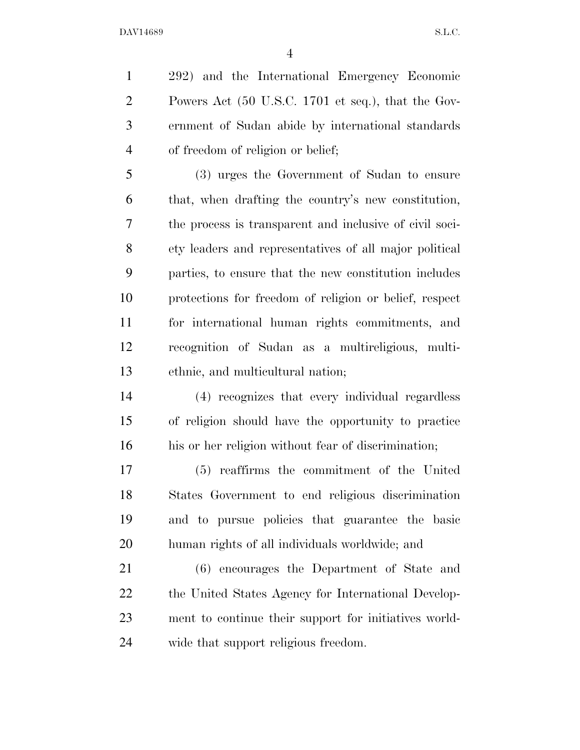292) and the International Emergency Economic Powers Act (50 U.S.C. 1701 et seq.), that the Government of Sudan abide by international standards of freedom of religion or belief;

(3) urges the Government of Sudan to ensure that, when drafting the country's new constitution, the process is transparent and inclusive of civil society leaders and representatives of all major political parties, to ensure that the new constitution includes protections for freedom of religion or belief, respect for international human rights commitments, and recognition of Sudan as a multireligious, multiethnic, and multicultural nation;

(4) recognizes that every individual regardless of religion should have the opportunity to practice his or her religion without fear of discrimination;

(5) reaffirms the commitment of the United States Government to end religious discrimination and to pursue policies that guarantee the basic human rights of all individuals worldwide; and

(6) encourages the Department of State and the United States Agency for International Development to continue their support for initiatives worldwide that support religious freedom.